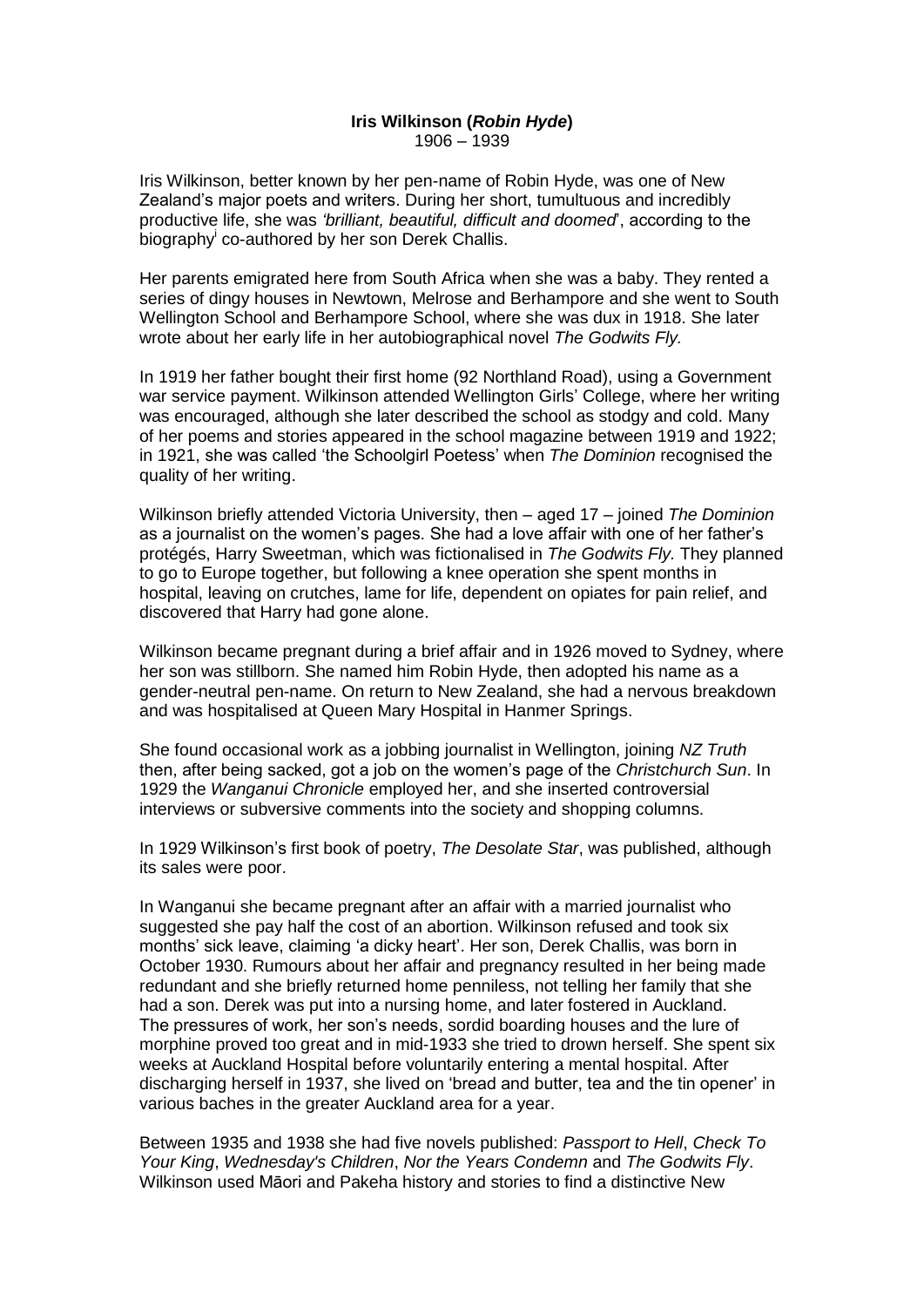# Iris Wilkinson (*Robin Hyde*)

1906 – 1939

Iris Wilkinson, better known by her pen-name of Robin Hyde, was one of New Zealand's major poets and writers. During her short, tumultuous and incredibly productive life, she was *'brilliant, beautiful, difficult and doomed*', according to the biography[i] co-authored by her son Derek Challis.

Her parents emigrated here from South Africa when she was a baby. They rented a series of dingy houses in Newtown, Melrose and Berhampore and she went to South Wellington School and Berhampore School, where she was dux in 1918. She later wrote about her early life in her autobiographical novel *The Godwits Fly.*

In 1919 her father bought their first home (92 Northland Road), using a Government war service payment. Wilkinson attended Wellington Girls' College, where her writing was encouraged, although she later described the school as stodgy and cold. Many of her poems and stories appeared in the school magazine between 1919 and 1922; in 1921, she was called 'the Schoolgirl Poetess' when *The Dominion* recognised the quality of her writing.

Wilkinson briefly attended Victoria University, then – aged 17 – joined *The Dominion* as a journalist on the women's pages. She had a love affair with one of her father's protégés, Harry Sweetman, which was fictionalised in *The Godwits Fly.* They planned to go to Europe together, but following a knee operation she spent months in hospital, leaving on crutches, lame for life, dependent on opiates for pain relief, and discovered that Harry had gone alone.

Wilkinson became pregnant during a brief affair and in 1926 moved to Sydney, where her son was stillborn. She named him Robin Hyde, then adopted his name as a gender-neutral pen-name. On return to New Zealand, she had a nervous breakdown and was hospitalised at Queen Mary Hospital in Hanmer Springs.

She found occasional work as a jobbing journalist in Wellington, joining *NZ Truth* then, after being sacked, got a job on the women's page of the *Christchurch Sun*. In 1929 the *Wanganui Chronicle* employed her, and she inserted controversial interviews or subversive comments into the society and shopping columns.

In 1929 Wilkinson's first book of poetry, *The Desolate Star*, was published, although its sales were poor.

In Wanganui she became pregnant after an affair with a married journalist who suggested she pay half the cost of an abortion. Wilkinson refused and took six months' sick leave, claiming 'a dicky heart'. Her son, Derek Challis, was born in October 1930. Rumours about her affair and pregnancy resulted in her being made redundant and she briefly returned home penniless, not telling her family that she had a son. Derek was put into a nursing home, and later fostered in Auckland. The pressures of work, her son's needs, sordid boarding houses and the lure of morphine proved too great and in mid-1933 she tried to drown herself. She spent six weeks at Auckland Hospital before voluntarily entering a mental hospital. After discharging herself in 1937, she lived on 'bread and butter, tea and the tin opener' in various baches in the greater Auckland area for a year.

Between 1935 and 1938 she had five novels published: *Passport to Hell*, *Check To Your King*, *Wednesday's Children*, *Nor the Years Condemn* and *The Godwits Fly*. Wilkinson used Māori and Pakeha history and stories to find a distinctive New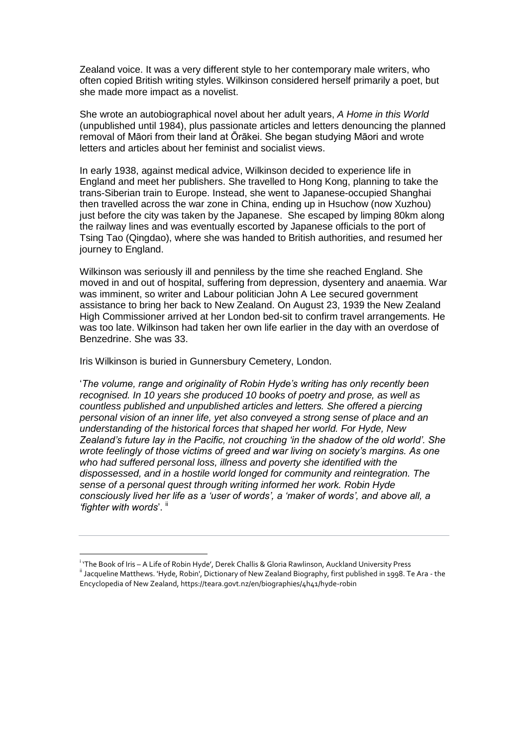Zealand voice. It was a very different style to her contemporary male writers, who often copied British writing styles. Wilkinson considered herself primarily a poet, but she made more impact as a novelist.

She wrote an autobiographical novel about her adult years, *A Home in this World* (unpublished until 1984), plus passionate articles and letters denouncing the planned removal of Māori from their land at Ōrākei. She began studying Māori and wrote letters and articles about her feminist and socialist views.

In early 1938, against medical advice, Wilkinson decided to experience life in England and meet her publishers. She travelled to Hong Kong, planning to take the trans-Siberian train to Europe. Instead, she went to Japanese-occupied Shanghai then travelled across the war zone in China, ending up in Hsuchow (now Xuzhou) just before the city was taken by the Japanese. She escaped by limping 80km along the railway lines and was eventually escorted by Japanese officials to the port of Tsing Tao (Qingdao), where she was handed to British authorities, and resumed her journey to England.

Wilkinson was seriously ill and penniless by the time she reached England. She moved in and out of hospital, suffering from depression, dysentery and anaemia. War was imminent, so writer and Labour politician John A Lee secured government assistance to bring her back to New Zealand. On August 23, 1939 the New Zealand High Commissioner arrived at her London bed-sit to confirm travel arrangements. He was too late. Wilkinson had taken her own life earlier in the day with an overdose of Benzedrine. She was 33.

Iris Wilkinson is buried in Gunnersbury Cemetery, London.

'*The volume, range and originality of Robin Hyde's writing has only recently been recognised. In 10 years she produced 10 books of poetry and prose, as well as countless published and unpublished articles and letters. She offered a piercing personal vision of an inner life, yet also conveyed a strong sense of place and an understanding of the historical forces that shaped her world. For Hyde, New Zealand's future lay in the Pacific, not crouching 'in the shadow of the old world'. She wrote feelingly of those victims of greed and war living on society's margins. As one who had suffered personal loss, illness and poverty she identified with the dispossessed, and in a hostile world longed for community and reintegration. The sense of a personal quest through writing informed her work. Robin Hyde consciously lived her life as a 'user of words', a 'maker of words', and above all, a 'fighter with words*'. [ii]

---

[i] 'The Book of Iris – A Life of Robin Hyde', Derek Challis & Gloria Rawlinson, Auckland University Press

[ii] Jacqueline Matthews. 'Hyde, Robin', Dictionary of New Zealand Biography, first published in 1998. Te Ara - the Encyclopedia of New Zealand, https://teara.govt.nz/en/biographies/4h41/hyde-robin